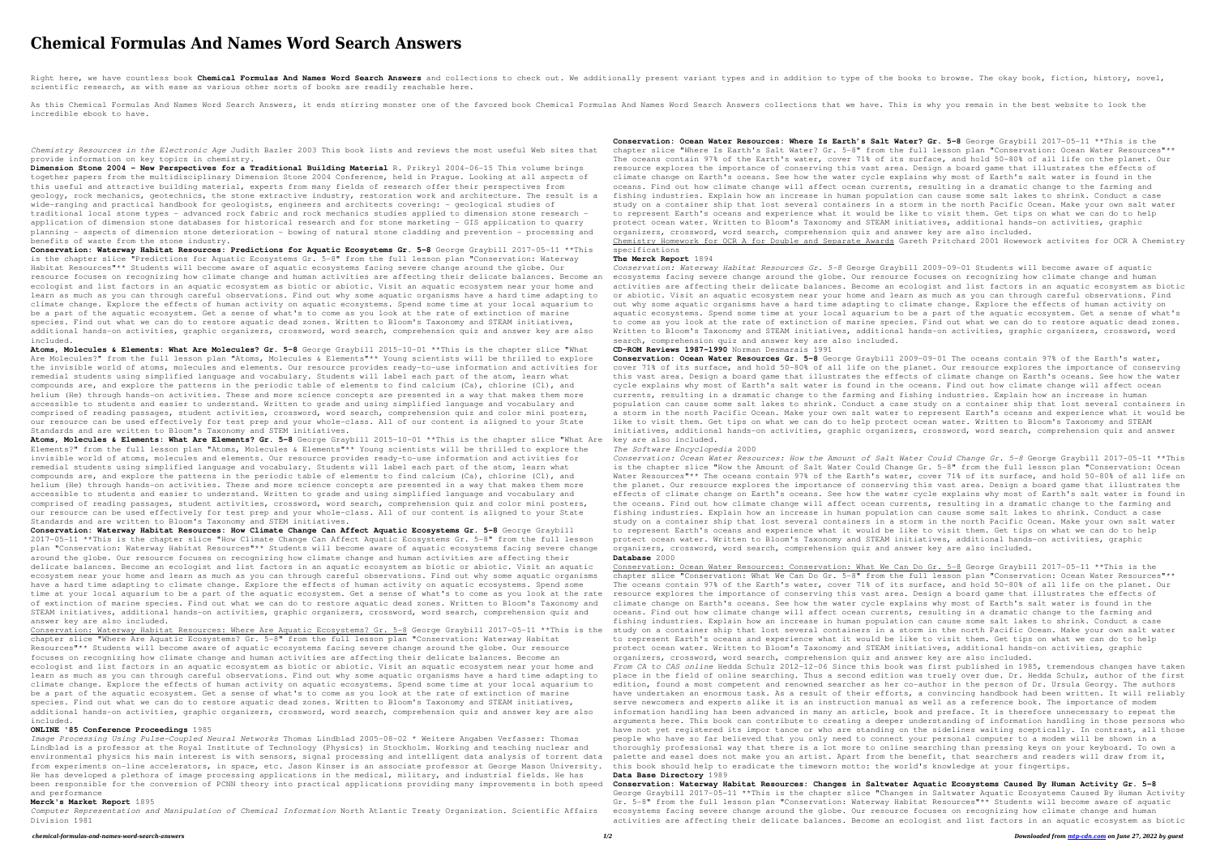# Chemical Formulas And Names Word Search Answers

Right here, we have countless book **Chemical Formulas And Names Word Search Answers** and collections to check out. We additionally present variant types and in addition to type of the books to browse. The okay book, fiction, history, novel, scientific research, as with ease as various other sorts of books are readily reachable here.

As this Chemical Formulas And Names Word Search Answers, it ends stirring monster one of the favored book Chemical Formulas And Names Word Search Answers collections that we have. This is why you remain in the best website to look the incredible ebook to have.

*Chemistry Resources in the Electronic Age* Judith Bazler 2003 This book lists and reviews the most useful Web sites that provide information on key topics in chemistry.

**Dimension Stone 2004 - New Perspectives for a Traditional Building Material** R. Prikryl 2004-06-15 This volume brings together papers from the multidisciplinary Dimension Stone 2004 Conference, held in Prague. Looking at all aspects of this useful and attractive building material, experts from many fields of research offer their perspectives from geology, rock mechanics, geotechnics, the stone extractive industry, restoration work and architecture. The result is a wide-ranging and practical handbook for geologists, engineers and architects covering: - geological studies of traditional local stone types - advanced rock fabric and rock mechanics studies applied to dimension stone research - application of dimension stone databases for historical research and for stone marketing - GIS application to quarry planning - aspects of dimension stone deterioration - bowing of natural stone cladding and prevention - processing and benefits of waste from the stone industry.

**Conservation: Waterway Habitat Resources: Predictions for Aquatic Ecosystems Gr. 5-8** George Graybill 2017-05-11 **This is the chapter slice "Predictions for Aquatic Ecosystems Gr. 5-8" from the full lesson plan "Conservation: Waterway Habitat Resources"** Students will become aware of aquatic ecosystems facing severe change around the globe. Our resource focuses on recognizing how climate change and human activities are affecting their delicate balances. Become an ecologist and list factors in an aquatic ecosystem as biotic or abiotic. Visit an aquatic ecosystem near your home and learn as much as you can through careful observations. Find out why some aquatic organisms have a hard time adapting to climate change. Explore the effects of human activity on aquatic ecosystems. Spend some time at your local aquarium to be a part of the aquatic ecosystem. Get a sense of what's to come as you look at the rate of extinction of marine species. Find out what we can do to restore aquatic dead zones. Written to Bloom's Taxonomy and STEAM initiatives, additional hands-on activities, graphic organizers, crossword, word search, comprehension quiz and answer key are also included.

**Atoms, Molecules & Elements: What Are Molecules? Gr. 5-8** George Graybill 2015-10-01 **This is the chapter slice "What Are Molecules?" from the full lesson plan "Atoms, Molecules & Elements"** Young scientists will be thrilled to explore the invisible world of atoms, molecules and elements. Our resource provides ready-to-use information and activities for remedial students using simplified language and vocabulary. Students will label each part of the atom, learn what compounds are, and explore the patterns in the periodic table of elements to find calcium (Ca), chlorine (Cl), and helium (He) through hands-on activities. These and more science concepts are presented in a way that makes them more accessible to students and easier to understand. Written to grade and using simplified language and vocabulary and comprised of reading passages, student activities, crossword, word search, comprehension quiz and color mini posters, our resource can be used effectively for test prep and your whole-class. All of our content is aligned to your State Standards and are written to Bloom's Taxonomy and STEM initiatives.

**Atoms, Molecules & Elements: What Are Elements? Gr. 5-8** George Graybill 2015-10-01 **This is the chapter slice "What Are Elements?" from the full lesson plan "Atoms, Molecules & Elements"** Young scientists will be thrilled to explore the invisible world of atoms, molecules and elements. Our resource provides ready-to-use information and activities for remedial students using simplified language and vocabulary. Students will label each part of the atom, learn what compounds are, and explore the patterns in the periodic table of elements to find calcium (Ca), chlorine (Cl), and helium (He) through hands-on activities. These and more science concepts are presented in a way that makes them more accessible to students and easier to understand. Written to grade and using simplified language and vocabulary and comprised of reading passages, student activities, crossword, word search, comprehension quiz and color mini posters, our resource can be used effectively for test prep and your whole-class. All of our content is aligned to your State Standards and are written to Bloom's Taxonomy and STEM initiatives.

**Conservation: Waterway Habitat Resources: How Climate Change Can Affect Aquatic Ecosystems Gr. 5-8** George Graybill 2017-05-11 **This is the chapter slice "How Climate Change Can Affect Aquatic Ecosystems Gr. 5-8" from the full lesson plan "Conservation: Waterway Habitat Resources"** Students will become aware of aquatic ecosystems facing severe change around the globe. Our resource focuses on recognizing how climate change and human activities are affecting their delicate balances. Become an ecologist and list factors in an aquatic ecosystem as biotic or abiotic. Visit an aquatic ecosystem near your home and learn as much as you can through careful observations. Find out why some aquatic organisms have a hard time adapting to climate change. Explore the effects of human activity on aquatic ecosystems. Spend some time at your local aquarium to be a part of the aquatic ecosystem. Get a sense of what's to come as you look at the rate of extinction of marine species. Find out what we can do to restore aquatic dead zones. Written to Bloom's Taxonomy and STEAM initiatives, additional hands-on activities, graphic organizers, crossword, word search, comprehension quiz and answer key are also included.

Conservation: Waterway Habitat Resources: Where Are Aquatic Ecosystems? Gr. 5-8 George Graybill 2017-05-11 **This is the chapter slice "Where Are Aquatic Ecosystems? Gr. 5-8" from the full lesson plan "Conservation: Waterway Habitat Resources"** Students will become aware of aquatic ecosystems facing severe change around the globe. Our resource focuses on recognizing how climate change and human activities are affecting their delicate balances. Become an ecologist and list factors in an aquatic ecosystem as biotic or abiotic. Visit an aquatic ecosystem near your home and learn as much as you can through careful observations. Find out why some aquatic organisms have a hard time adapting to climate change. Explore the effects of human activity on aquatic ecosystems. Spend some time at your local aquarium to be a part of the aquatic ecosystem. Get a sense of what's to come as you look at the rate of extinction of marine species. Find out what we can do to restore aquatic dead zones. Written to Bloom's Taxonomy and STEAM initiatives, additional hands-on activities, graphic organizers, crossword, word search, comprehension quiz and answer key are also included.

**ONLINE '85 Conference Proceedings** 1985

*Image Processing Using Pulse-Coupled Neural Networks* Thomas Lindblad 2005-08-02 * Weitere Angaben Verfasser: Thomas Lindblad is a professor at the Royal Institute of Technology (Physics) in Stockholm. Working and teaching nuclear and environmental physics his main interest is with sensors, signal processing and intelligent data analysis of torrent data from experiments on-line accelerators, in space, etc. Jason Kinser is an associate professor at George Mason University. He has developed a plethora of image processing applications in the medical, military, and industrial fields. He has been responsible for the conversion of PCNN theory into practical applications providing many improvements in both speed and performance

**Merck's Market Report** 1895

*Computer Representation and Manipulation of Chemical Information* North Atlantic Treaty Organization. Scientific Affairs Division 1981

**Conservation: Ocean Water Resources: Where Is Earth's Salt Water? Gr. 5-8** George Graybill 2017-05-11 **This is the chapter slice "Where Is Earth's Salt Water? Gr. 5-8" from the full lesson plan "Conservation: Ocean Water Resources"** The oceans contain 97% of the Earth's water, cover 71% of its surface, and hold 50-80% of all life on the planet. Our resource explores the importance of conserving this vast area. Design a board game that illustrates the effects of climate change on Earth's oceans. See how the water cycle explains why most of Earth's salt water is found in the oceans. Find out how climate change will affect ocean currents, resulting in a dramatic change to the farming and fishing industries. Explain how an increase in human population can cause some salt lakes to shrink. Conduct a case study on a container ship that lost several containers in a storm in the north Pacific Ocean. Make your own salt water to represent Earth's oceans and experience what it would be like to visit them. Get tips on what we can do to help protect ocean water. Written to Bloom's Taxonomy and STEAM initiatives, additional hands-on activities, graphic organizers, crossword, word search, comprehension quiz and answer key are also included.

Chemistry Homework for OCR A for Double and Separate Awards Gareth Pritchard 2001 Howework activites for OCR A Chemistry specifications

**The Merck Report** 1894

*Conservation: Waterway Habitat Resources Gr. 5-8* George Graybill 2009-09-01 Students will become aware of aquatic ecosystems facing severe change around the globe. Our resource focuses on recognizing how climate change and human activities are affecting their delicate balances. Become an ecologist and list factors in an aquatic ecosystem as biotic or abiotic. Visit an aquatic ecosystem near your home and learn as much as you can through careful observations. Find out why some aquatic organisms have a hard time adapting to climate change. Explore the effects of human activity on aquatic ecosystems. Spend some time at your local aquarium to be a part of the aquatic ecosystem. Get a sense of what's to come as you look at the rate of extinction of marine species. Find out what we can do to restore aquatic dead zones. Written to Bloom's Taxonomy and STEAM initiatives, additional hands-on activities, graphic organizers, crossword, word search, comprehension quiz and answer key are also included.

**CD-ROM Reviews 1987-1990** Norman Desmarais 1991

**Conservation: Ocean Water Resources Gr. 5-8** George Graybill 2009-09-01 The oceans contain 97% of the Earth's water, cover 71% of its surface, and hold 50-80% of all life on the planet. Our resource explores the importance of conserving this vast area. Design a board game that illustrates the effects of climate change on Earth's oceans. See how the water cycle explains why most of Earth's salt water is found in the oceans. Find out how climate change will affect ocean currents, resulting in a dramatic change to the farming and fishing industries. Explain how an increase in human population can cause some salt lakes to shrink. Conduct a case study on a container ship that lost several containers in a storm in the north Pacific Ocean. Make your own salt water to represent Earth's oceans and experience what it would be like to visit them. Get tips on what we can do to help protect ocean water. Written to Bloom's Taxonomy and STEAM initiatives, additional hands-on activities, graphic organizers, crossword, word search, comprehension quiz and answer key are also included.

*The Software Encyclopedia* 2000

*Conservation: Ocean Water Resources: How the Amount of Salt Water Could Change Gr. 5-8* George Graybill 2017-05-11 **This is the chapter slice "How the Amount of Salt Water Could Change Gr. 5-8" from the full lesson plan "Conservation: Ocean Water Resources"** The oceans contain 97% of the Earth's water, cover 71% of its surface, and hold 50-80% of all life on the planet. Our resource explores the importance of conserving this vast area. Design a board game that illustrates the effects of climate change on Earth's oceans. See how the water cycle explains why most of Earth's salt water is found in the oceans. Find out how climate change will affect ocean currents, resulting in a dramatic change to the farming and fishing industries. Explain how an increase in human population can cause some salt lakes to shrink. Conduct a case study on a container ship that lost several containers in a storm in the north Pacific Ocean. Make your own salt water to represent Earth's oceans and experience what it would be like to visit them. Get tips on what we can do to help protect ocean water. Written to Bloom's Taxonomy and STEAM initiatives, additional hands-on activities, graphic organizers, crossword, word search, comprehension quiz and answer key are also included.

**Database** 2000

Conservation: Ocean Water Resources: Conservation: What We Can Do Gr. 5-8 George Graybill 2017-05-11 **This is the chapter slice "Conservation: What We Can Do Gr. 5-8" from the full lesson plan "Conservation: Ocean Water Resources"** The oceans contain 97% of the Earth's water, cover 71% of its surface, and hold 50-80% of all life on the planet. Our resource explores the importance of conserving this vast area. Design a board game that illustrates the effects of climate change on Earth's oceans. See how the water cycle explains why most of Earth's salt water is found in the oceans. Find out how climate change will affect ocean currents, resulting in a dramatic change to the farming and fishing industries. Explain how an increase in human population can cause some salt lakes to shrink. Conduct a case study on a container ship that lost several containers in a storm in the north Pacific Ocean. Make your own salt water to represent Earth's oceans and experience what it would be like to visit them. Get tips on what we can do to help protect ocean water. Written to Bloom's Taxonomy and STEAM initiatives, additional hands-on activities, graphic organizers, crossword, word search, comprehension quiz and answer key are also included.

*From CA to CAS online* Hedda Schulz 2012-12-06 Since this book was first published in 1985, tremendous changes have taken place in the field of online searching. Thus a second edition was truely over due. Dr. Hedda Schulz, author of the first edition, found a most competent and renowned searcher as her co-author in the person of Dr. Ursula Georgy. The authors have undertaken an enormous task. As a result of their efforts, a convincing handbook had been written. It will reliably serve newcomers and experts alike it is an instruction manual as well as a reference book. The importance of modem information handling has been advanced in many an article, book and preface. It is therefore unnecessary to repeat the arguments here. This book can contribute to creating a deeper understanding of information handling in those persons who have not yet registered its impor tance or who are standing on the sidelines waiting sceptically. In contrast, all those people who have so far believed that you only need to connect your personal computer to a modem will be shown in a thoroughly professional way that there is a lot more to online searching than pressing keys on your keyboard. To own a palette and easel does not make you an artist. Apart from the benefit, that searchers and readers will draw from it, this book should help to eradicate the timeworn motto: the world's knowledge at your fingertips.

**Data Base Directory** 1989

**Conservation: Waterway Habitat Resources: Changes in Saltwater Aquatic Ecosystems Caused By Human Activity Gr. 5-8** George Graybill 2017-05-11 **This is the chapter slice "Changes in Saltwater Aquatic Ecosystems Caused By Human Activity Gr. 5-8" from the full lesson plan "Conservation: Waterway Habitat Resources"** Students will become aware of aquatic ecosystems facing severe change around the globe. Our resource focuses on recognizing how climate change and human activities are affecting their delicate balances. Become an ecologist and list factors in an aquatic ecosystem as biotic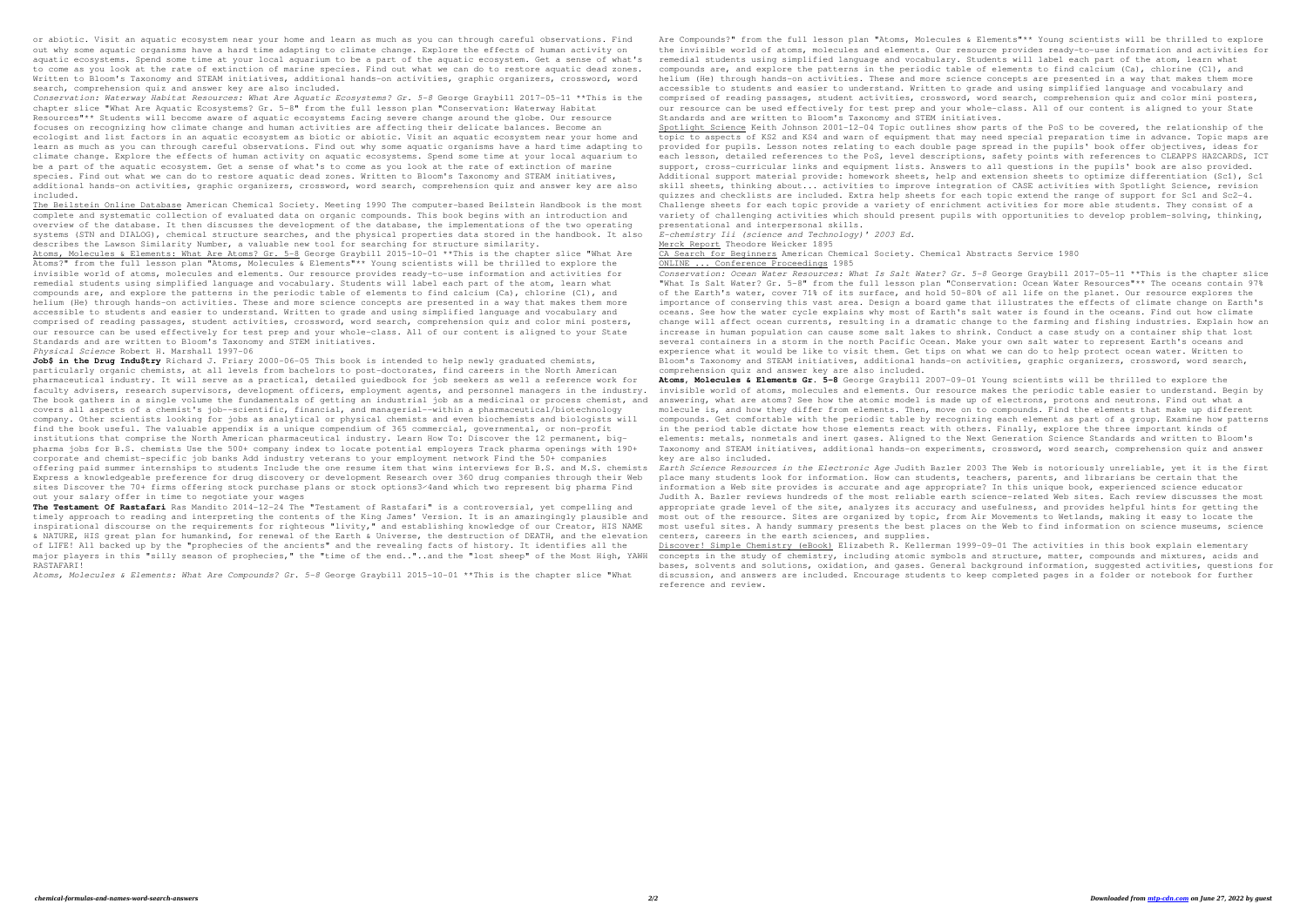or abiotic. Visit an aquatic ecosystem near your home and learn as much as you can through careful observations. Find out why some aquatic organisms have a hard time adapting to climate change. Explore the effects of human activity on aquatic ecosystems. Spend some time at your local aquarium to be a part of the aquatic ecosystem. Get a sense of what's to come as you look at the rate of extinction of marine species. Find out what we can do to restore aquatic dead zones. Written to Bloom's Taxonomy and STEAM initiatives, additional hands-on activities, graphic organizers, crossword, word search, comprehension quiz and answer key are also included.

*Conservation: Waterway Habitat Resources: What Are Aquatic Ecosystems? Gr. 5-8* George Graybill 2017-05-11 **This is the chapter slice "What Are Aquatic Ecosystems? Gr. 5-8" from the full lesson plan "Conservation: Waterway Habitat Resources"** Students will become aware of aquatic ecosystems facing severe change around the globe. Our resource focuses on recognizing how climate change and human activities are affecting their delicate balances. Become an ecologist and list factors in an aquatic ecosystem as biotic or abiotic. Visit an aquatic ecosystem near your home and learn as much as you can through careful observations. Find out why some aquatic organisms have a hard time adapting to climate change. Explore the effects of human activity on aquatic ecosystems. Spend some time at your local aquarium to be a part of the aquatic ecosystem. Get a sense of what's to come as you look at the rate of extinction of marine species. Find out what we can do to restore aquatic dead zones. Written to Bloom's Taxonomy and STEAM initiatives, additional hands-on activities, graphic organizers, crossword, word search, comprehension quiz and answer key are also included.

The Beilstein Online Database American Chemical Society. Meeting 1990 The computer-based Beilstein Handbook is the most complete and systematic collection of evaluated data on organic compounds. This book begins with an introduction and overview of the database. It then discusses the development of the database, the implementations of the two operating systems (STN and DIALOG), chemical structure searches, and the physical properties data stored in the handbook. It also describes the Lawson Similarity Number, a valuable new tool for searching for structure similarity.

Atoms, Molecules & Elements: What Are Atoms? Gr. 5-8 George Graybill 2015-10-01 **This is the chapter slice "What Are Atoms?" from the full lesson plan "Atoms, Molecules & Elements"** Young scientists will be thrilled to explore the invisible world of atoms, molecules and elements. Our resource provides ready-to-use information and activities for remedial students using simplified language and vocabulary. Students will label each part of the atom, learn what compounds are, and explore the patterns in the periodic table of elements to find calcium (Ca), chlorine (Cl), and helium (He) through hands-on activities. These and more science concepts are presented in a way that makes them more accessible to students and easier to understand. Written to grade and using simplified language and vocabulary and comprised of reading passages, student activities, crossword, word search, comprehension quiz and color mini posters, our resource can be used effectively for test prep and your whole-class. All of our content is aligned to your State Standards and are written to Bloom's Taxonomy and STEM initiatives.

*Physical Science* Robert H. Marshall 1997-06

**Job$ in the Drug Indu$try** Richard J. Friary 2000-06-05 This book is intended to help newly graduated chemists, particularly organic chemists, at all levels from bachelors to post-doctorates, find careers in the North American pharmaceutical industry. It will serve as a practical, detailed guidebook for job seekers as well a reference work for faculty advisers, research supervisors, development officers, employment agents, and personnel managers in the industry. The book gathers in a single volume the fundamentals of getting an industrial job as a medicinal or process chemist, and covers all aspects of a chemist's job--scientific, financial, and managerial--within a pharmaceutical/biotechnology company. Other scientists looking for jobs as analytical or physical chemists and even biochemists and biologists will find the book useful. The valuable appendix is a unique compendium of 365 commercial, governmental, or non-profit institutions that comprise the North American pharmaceutical industry. Learn How To: Discover the 12 permanent, big-pharma jobs for B.S. chemists Use the 500+ company index to locate potential employers Track pharma openings with 190+ corporate and chemist-specific job banks Add industry veterans to your employment network Find the 50+ companies offering paid summer internships to students Include the one resume item that wins interviews for B.S. and M.S. chemists Express a knowledgeable preference for drug discovery or development Research over 360 drug companies through their Web sites Discover the 70+ firms offering stock purchase plans or stock options3⁄4and which two represent big pharma Find out your salary offer in time to negotiate your wages

**The Testament Of Rastafari** Ras Mandito 2014-12-24 The "Testament of Rastafari" is a controversial, yet compelling and timely approach to reading and interpreting the contents of the King James' Version. It is an amazingingly plausible and inspirational discourse on the requirements for righteous "livity," and establishing knowledge of our Creator, HIS NAME & NATURE, HIS great plan for humankind, for renewal of the Earth & Universe, the destruction of DEATH, and the elevation of LIFE! All backed up by the "prophecies of the ancients" and the revealing facts of history. It identifies all the major players in this "silly season of prophecies," the "time of the end.."..and the "lost sheep" of the Most High, YAWH RASTAFARI!

*Atoms, Molecules & Elements: What Are Compounds? Gr. 5-8* George Graybill 2015-10-01 **This is the chapter slice "What Are Compounds?" from the full lesson plan "Atoms, Molecules & Elements"** Young scientists will be thrilled to explore the invisible world of atoms, molecules and elements. Our resource provides ready-to-use information and activities for remedial students using simplified language and vocabulary. Students will label each part of the atom, learn what compounds are, and explore the patterns in the periodic table of elements to find calcium (Ca), chlorine (Cl), and helium (He) through hands-on activities. These and more science concepts are presented in a way that makes them more accessible to students and easier to understand. Written to grade and using simplified language and vocabulary and comprised of reading passages, student activities, crossword, word search, comprehension quiz and color mini posters, our resource can be used effectively for test prep and your whole-class. All of our content is aligned to your State Standards and are written to Bloom's Taxonomy and STEM initiatives.

Spotlight Science Keith Johnson 2001-12-04 Topic outlines show parts of the PoS to be covered, the relationship of the topic to aspects of KS2 and KS4 and warn of equipment that may need special preparation time in advance. Topic maps are provided for pupils. Lesson notes relating to each double page spread in the pupils' book offer objectives, ideas for each lesson, detailed references to the PoS, level descriptions, safety points with references to CLEAPPS HAZCARDS, ICT support, cross-curricular links and equipment lists. Answers to all questions in the pupils' book are also provided. Additional support material provide: homework sheets, help and extension sheets to optimize differentiation (Sc1), Sc1 skill sheets, thinking about... activities to improve integration of CASE activities with Spotlight Science, revision quizzes and checklists are included. Extra help sheets for each topic extend the range of support for Sc1 and Sc2-4. Challenge sheets for each topic provide a variety of enrichment activities for more able students. They consist of a variety of challenging activities which should present pupils with opportunities to develop problem-solving, thinking, presentational and interpersonal skills.

*E-chemistry Iii (science and Technology)' 2003 Ed.*

Merck Report Theodore Weicker 1895

CA Search for Beginners American Chemical Society. Chemical Abstracts Service 1980

ONLINE ... Conference Proceedings 1985

*Conservation: Ocean Water Resources: What Is Salt Water? Gr. 5-8* George Graybill 2017-05-11 **This is the chapter slice "What Is Salt Water? Gr. 5-8" from the full lesson plan "Conservation: Ocean Water Resources"** The oceans contain 97% of the Earth's water, cover 71% of its surface, and hold 50-80% of all life on the planet. Our resource explores the importance of conserving this vast area. Design a board game that illustrates the effects of climate change on Earth's oceans. See how the water cycle explains why most of Earth's salt water is found in the oceans. Find out how climate change will affect ocean currents, resulting in a dramatic change to the farming and fishing industries. Explain how an increase in human population can cause some salt lakes to shrink. Conduct a case study on a container ship that lost several containers in a storm in the north Pacific Ocean. Make your own salt water to represent Earth's oceans and experience what it would be like to visit them. Get tips on what we can do to help protect ocean water. Written to Bloom's Taxonomy and STEAM initiatives, additional hands-on activities, graphic organizers, crossword, word search, comprehension quiz and answer key are also included.

**Atoms, Molecules & Elements Gr. 5-8** George Graybill 2007-09-01 Young scientists will be thrilled to explore the invisible world of atoms, molecules and elements. Our resource makes the periodic table easier to understand. Begin by answering, what are atoms? See how the atomic model is made up of electrons, protons and neutrons. Find out what a molecule is, and how they differ from elements. Then, move on to compounds. Find the elements that make up different compounds. Get comfortable with the periodic table by recognizing each element as part of a group. Examine how patterns in the period table dictate how those elements react with others. Finally, explore the three important kinds of elements: metals, nonmetals and inert gases. Aligned to the Next Generation Science Standards and written to Bloom's Taxonomy and STEAM initiatives, additional hands-on experiments, crossword, word search, comprehension quiz and answer key are also included.

*Earth Science Resources in the Electronic Age* Judith Bazler 2003 The Web is notoriously unreliable, yet it is the first place many students look for information. How can students, teachers, parents, and librarians be certain that the information a Web site provides is accurate and age appropriate? In this unique book, experienced science educator Judith A. Bazler reviews hundreds of the most reliable earth science-related Web sites. Each review discusses the most appropriate grade level of the site, analyzes its accuracy and usefulness, and provides helpful hints for getting the most out of the resource. Sites are organized by topic, from Air Movements to Wetlands, making it easy to locate the most useful sites. A handy summary presents the best places on the Web to find information on science museums, science centers, careers in the earth sciences, and supplies.

Discover! Simple Chemistry (eBook) Elizabeth R. Kellerman 1999-09-01 The activities in this book explain elementary concepts in the study of chemistry, including atomic symbols and structure, matter, compounds and mixtures, acids and bases, solvents and solutions, oxidation, and gases. General background information, suggested activities, questions for discussion, and answers are included. Encourage students to keep completed pages in a folder or notebook for further reference and review.